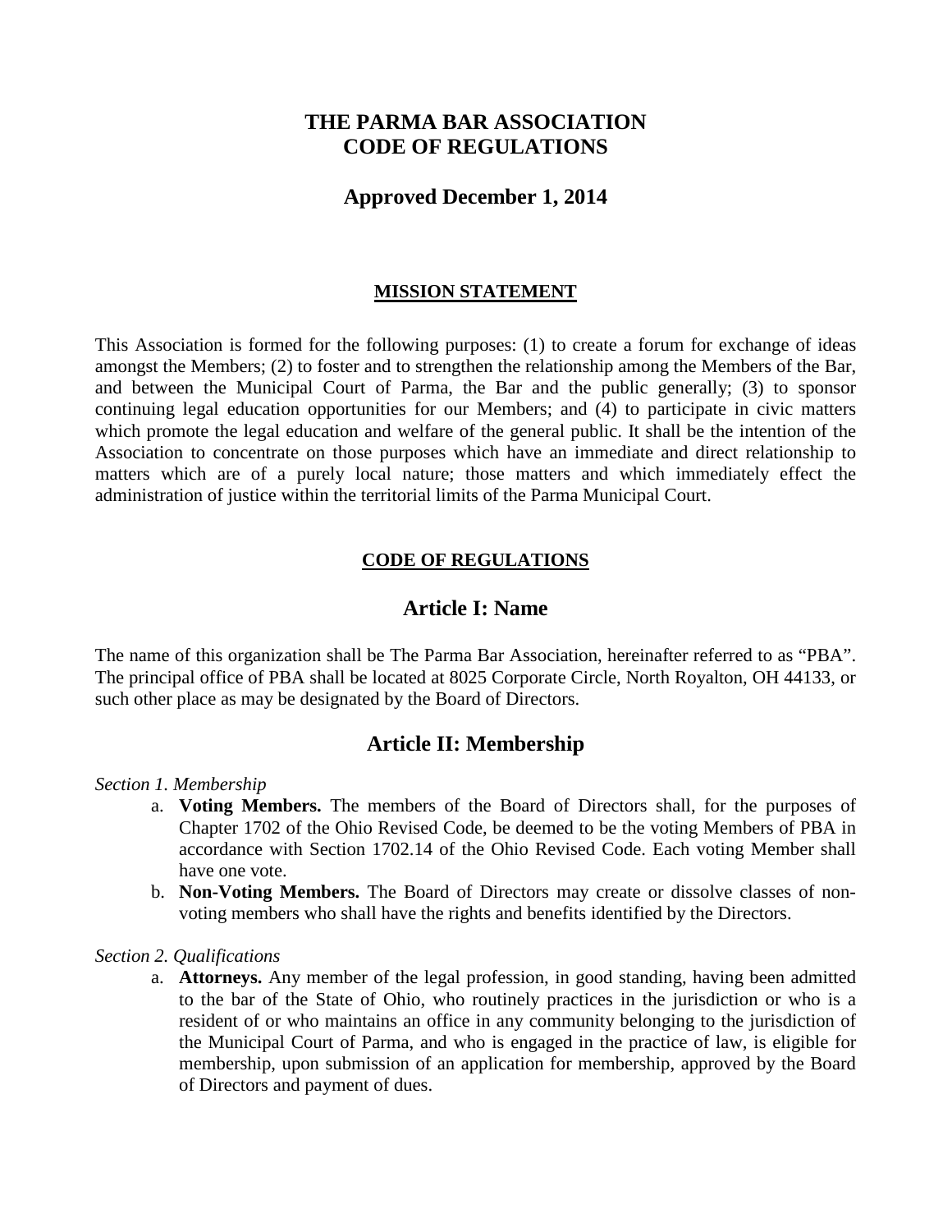# THE PARMA BAR ASSOCIATION
# CODE OF REGULATIONS

## Approved December 1, 2014

### MISSION STATEMENT

This Association is formed for the following purposes: (1) to create a forum for exchange of ideas amongst the Members; (2) to foster and to strengthen the relationship among the Members of the Bar, and between the Municipal Court of Parma, the Bar and the public generally; (3) to sponsor continuing legal education opportunities for our Members; and (4) to participate in civic matters which promote the legal education and welfare of the general public. It shall be the intention of the Association to concentrate on those purposes which have an immediate and direct relationship to matters which are of a purely local nature; those matters and which immediately effect the administration of justice within the territorial limits of the Parma Municipal Court.

### CODE OF REGULATIONS

## Article I: Name

The name of this organization shall be The Parma Bar Association, hereinafter referred to as "PBA". The principal office of PBA shall be located at 8025 Corporate Circle, North Royalton, OH 44133, or such other place as may be designated by the Board of Directors.

## Article II: Membership

*Section 1. Membership*

a. **Voting Members.** The members of the Board of Directors shall, for the purposes of Chapter 1702 of the Ohio Revised Code, be deemed to be the voting Members of PBA in accordance with Section 1702.14 of the Ohio Revised Code. Each voting Member shall have one vote.
b. **Non-Voting Members.** The Board of Directors may create or dissolve classes of non-voting members who shall have the rights and benefits identified by the Directors.

*Section 2. Qualifications*

a. **Attorneys.** Any member of the legal profession, in good standing, having been admitted to the bar of the State of Ohio, who routinely practices in the jurisdiction or who is a resident of or who maintains an office in any community belonging to the jurisdiction of the Municipal Court of Parma, and who is engaged in the practice of law, is eligible for membership, upon submission of an application for membership, approved by the Board of Directors and payment of dues.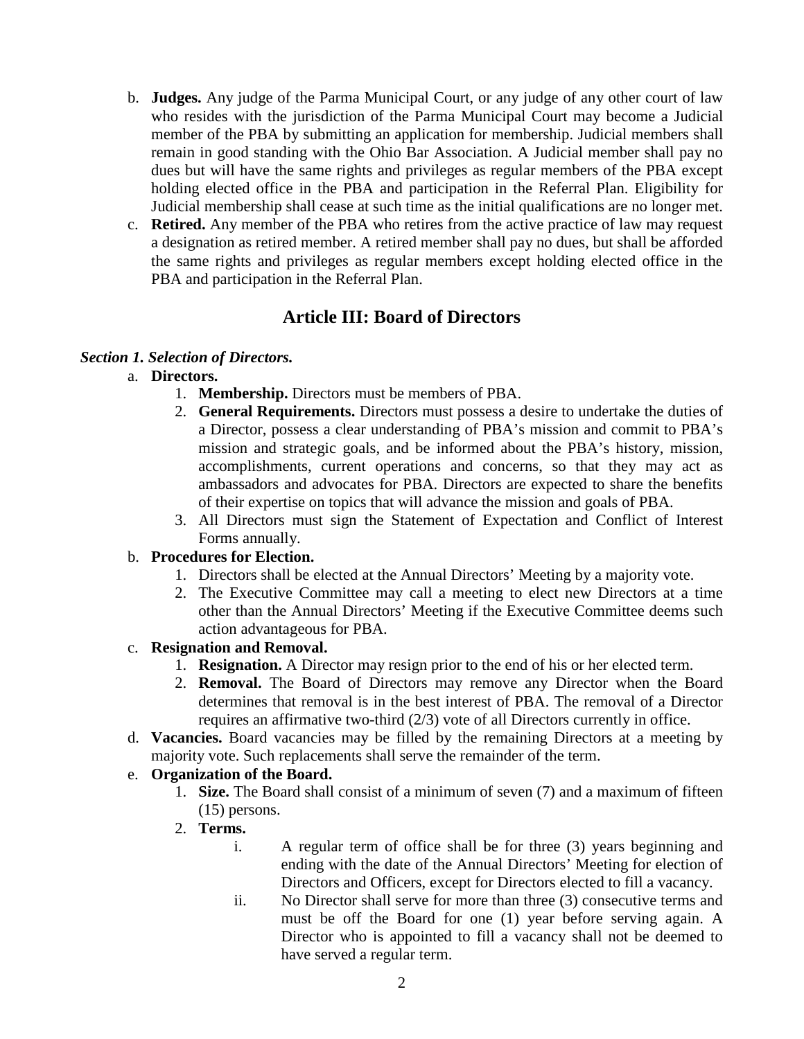b. **Judges.** Any judge of the Parma Municipal Court, or any judge of any other court of law who resides with the jurisdiction of the Parma Municipal Court may become a Judicial member of the PBA by submitting an application for membership. Judicial members shall remain in good standing with the Ohio Bar Association. A Judicial member shall pay no dues but will have the same rights and privileges as regular members of the PBA except holding elected office in the PBA and participation in the Referral Plan. Eligibility for Judicial membership shall cease at such time as the initial qualifications are no longer met.

c. **Retired.** Any member of the PBA who retires from the active practice of law may request a designation as retired member. A retired member shall pay no dues, but shall be afforded the same rights and privileges as regular members except holding elected office in the PBA and participation in the Referral Plan.

## Article III: Board of Directors

***Section 1. Selection of Directors.***

a. **Directors.**
   1. **Membership.** Directors must be members of PBA.
   2. **General Requirements.** Directors must possess a desire to undertake the duties of a Director, possess a clear understanding of PBA's mission and commit to PBA's mission and strategic goals, and be informed about the PBA's history, mission, accomplishments, current operations and concerns, so that they may act as ambassadors and advocates for PBA. Directors are expected to share the benefits of their expertise on topics that will advance the mission and goals of PBA.
   3. All Directors must sign the Statement of Expectation and Conflict of Interest Forms annually.

b. **Procedures for Election.**
   1. Directors shall be elected at the Annual Directors' Meeting by a majority vote.
   2. The Executive Committee may call a meeting to elect new Directors at a time other than the Annual Directors' Meeting if the Executive Committee deems such action advantageous for PBA.

c. **Resignation and Removal.**
   1. **Resignation.** A Director may resign prior to the end of his or her elected term.
   2. **Removal.** The Board of Directors may remove any Director when the Board determines that removal is in the best interest of PBA. The removal of a Director requires an affirmative two-third (2/3) vote of all Directors currently in office.

d. **Vacancies.** Board vacancies may be filled by the remaining Directors at a meeting by majority vote. Such replacements shall serve the remainder of the term.

e. **Organization of the Board.**
   1. **Size.** The Board shall consist of a minimum of seven (7) and a maximum of fifteen (15) persons.
   2. **Terms.**
      - i. A regular term of office shall be for three (3) years beginning and ending with the date of the Annual Directors' Meeting for election of Directors and Officers, except for Directors elected to fill a vacancy.
      - ii. No Director shall serve for more than three (3) consecutive terms and must be off the Board for one (1) year before serving again. A Director who is appointed to fill a vacancy shall not be deemed to have served a regular term.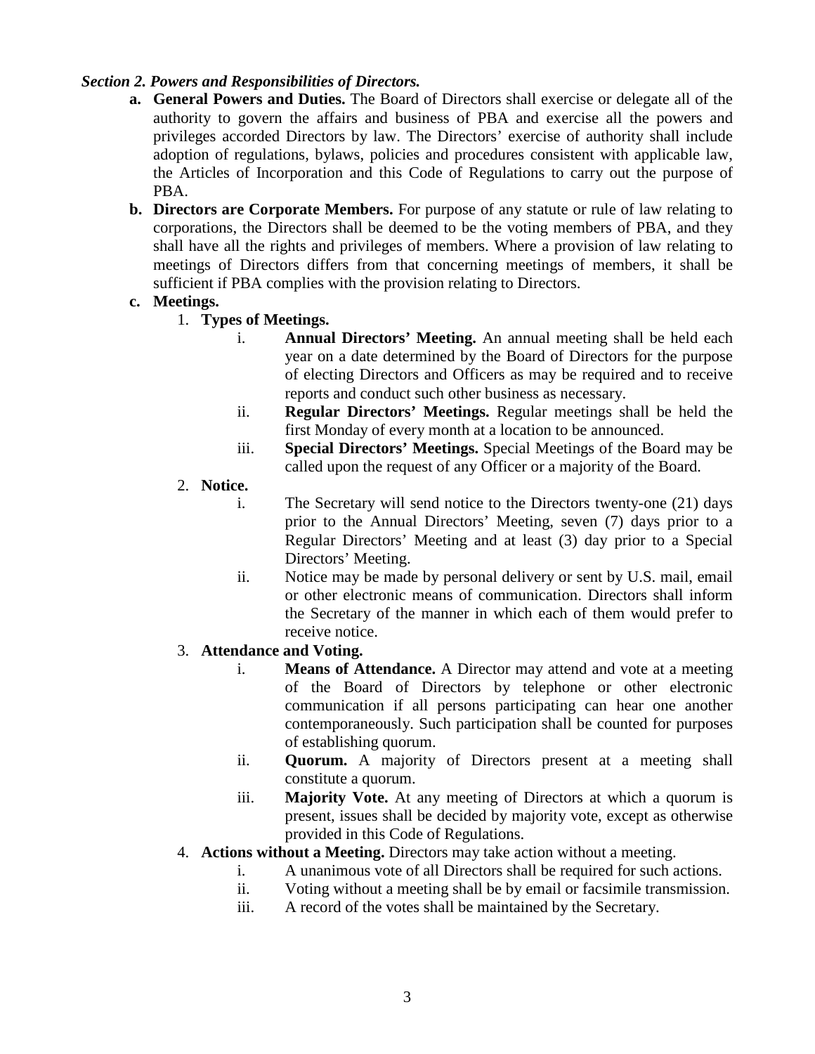***Section 2. Powers and Responsibilities of Directors.***

- **a. General Powers and Duties.** The Board of Directors shall exercise or delegate all of the authority to govern the affairs and business of PBA and exercise all the powers and privileges accorded Directors by law. The Directors' exercise of authority shall include adoption of regulations, bylaws, policies and procedures consistent with applicable law, the Articles of Incorporation and this Code of Regulations to carry out the purpose of PBA.
- **b. Directors are Corporate Members.** For purpose of any statute or rule of law relating to corporations, the Directors shall be deemed to be the voting members of PBA, and they shall have all the rights and privileges of members. Where a provision of law relating to meetings of Directors differs from that concerning meetings of members, it shall be sufficient if PBA complies with the provision relating to Directors.
- **c. Meetings.**
  1. **Types of Meetings.**
     - i. **Annual Directors' Meeting.** An annual meeting shall be held each year on a date determined by the Board of Directors for the purpose of electing Directors and Officers as may be required and to receive reports and conduct such other business as necessary.
     - ii. **Regular Directors' Meetings.** Regular meetings shall be held the first Monday of every month at a location to be announced.
     - iii. **Special Directors' Meetings.** Special Meetings of the Board may be called upon the request of any Officer or a majority of the Board.
  2. **Notice.**
     - i. The Secretary will send notice to the Directors twenty-one (21) days prior to the Annual Directors' Meeting, seven (7) days prior to a Regular Directors' Meeting and at least (3) day prior to a Special Directors' Meeting.
     - ii. Notice may be made by personal delivery or sent by U.S. mail, email or other electronic means of communication. Directors shall inform the Secretary of the manner in which each of them would prefer to receive notice.
  3. **Attendance and Voting.**
     - i. **Means of Attendance.** A Director may attend and vote at a meeting of the Board of Directors by telephone or other electronic communication if all persons participating can hear one another contemporaneously. Such participation shall be counted for purposes of establishing quorum.
     - ii. **Quorum.** A majority of Directors present at a meeting shall constitute a quorum.
     - iii. **Majority Vote.** At any meeting of Directors at which a quorum is present, issues shall be decided by majority vote, except as otherwise provided in this Code of Regulations.
  4. **Actions without a Meeting.** Directors may take action without a meeting.
     - i. A unanimous vote of all Directors shall be required for such actions.
     - ii. Voting without a meeting shall be by email or facsimile transmission.
     - iii. A record of the votes shall be maintained by the Secretary.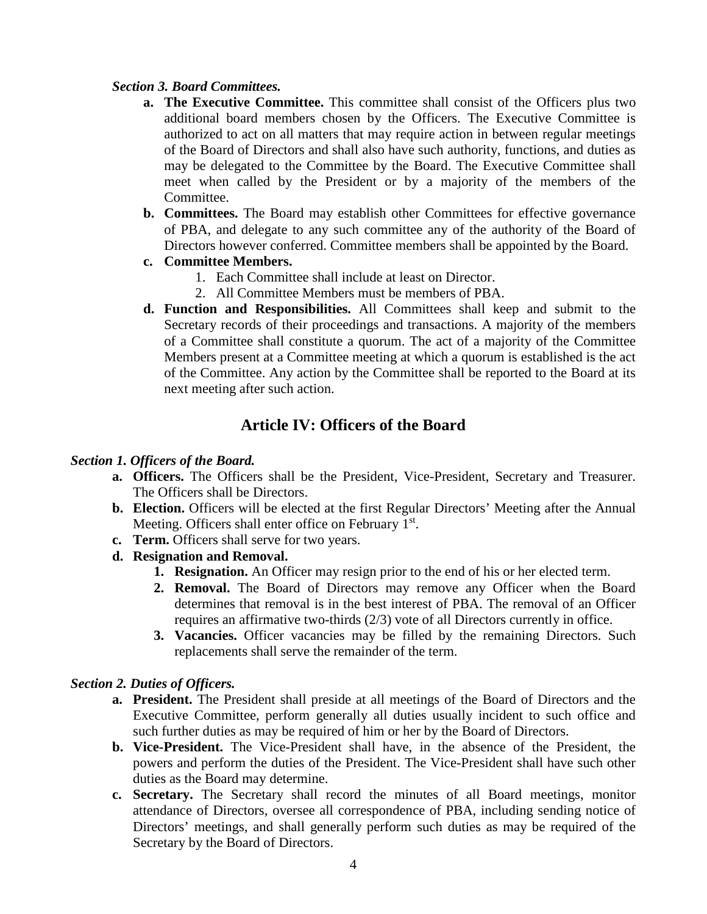***Section 3. Board Committees.***

**a. The Executive Committee.** This committee shall consist of the Officers plus two additional board members chosen by the Officers. The Executive Committee is authorized to act on all matters that may require action in between regular meetings of the Board of Directors and shall also have such authority, functions, and duties as may be delegated to the Committee by the Board. The Executive Committee shall meet when called by the President or by a majority of the members of the Committee.

**b. Committees.** The Board may establish other Committees for effective governance of PBA, and delegate to any such committee any of the authority of the Board of Directors however conferred. Committee members shall be appointed by the Board.

**c. Committee Members.**

1. Each Committee shall include at least on Director.
2. All Committee Members must be members of PBA.

**d. Function and Responsibilities.** All Committees shall keep and submit to the Secretary records of their proceedings and transactions. A majority of the members of a Committee shall constitute a quorum. The act of a majority of the Committee Members present at a Committee meeting at which a quorum is established is the act of the Committee. Any action by the Committee shall be reported to the Board at its next meeting after such action.

## Article IV: Officers of the Board

***Section 1. Officers of the Board.***

**a. Officers.** The Officers shall be the President, Vice-President, Secretary and Treasurer. The Officers shall be Directors.

**b. Election.** Officers will be elected at the first Regular Directors' Meeting after the Annual Meeting. Officers shall enter office on February 1st.

**c. Term.** Officers shall serve for two years.

**d. Resignation and Removal.**

1. **Resignation.** An Officer may resign prior to the end of his or her elected term.
2. **Removal.** The Board of Directors may remove any Officer when the Board determines that removal is in the best interest of PBA. The removal of an Officer requires an affirmative two-thirds (2/3) vote of all Directors currently in office.
3. **Vacancies.** Officer vacancies may be filled by the remaining Directors. Such replacements shall serve the remainder of the term.

***Section 2. Duties of Officers.***

**a. President.** The President shall preside at all meetings of the Board of Directors and the Executive Committee, perform generally all duties usually incident to such office and such further duties as may be required of him or her by the Board of Directors.

**b. Vice-President.** The Vice-President shall have, in the absence of the President, the powers and perform the duties of the President. The Vice-President shall have such other duties as the Board may determine.

**c. Secretary.** The Secretary shall record the minutes of all Board meetings, monitor attendance of Directors, oversee all correspondence of PBA, including sending notice of Directors' meetings, and shall generally perform such duties as may be required of the Secretary by the Board of Directors.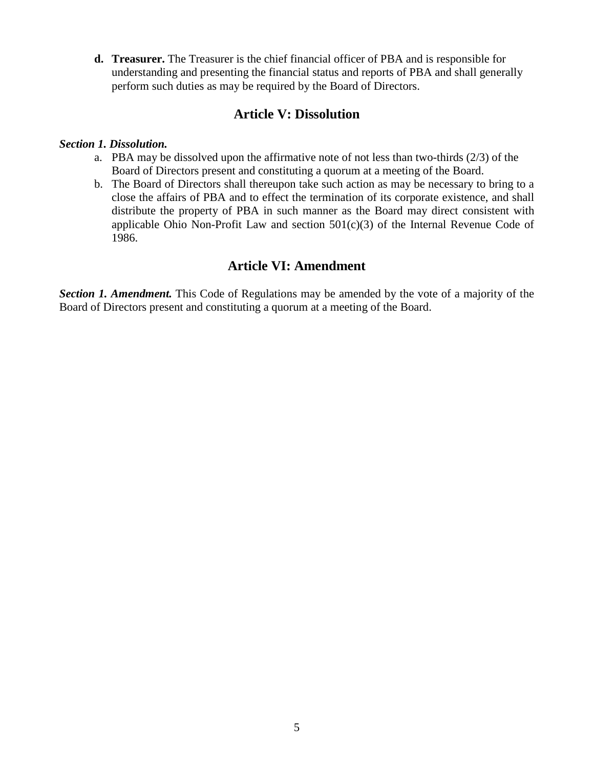**d. Treasurer.** The Treasurer is the chief financial officer of PBA and is responsible for understanding and presenting the financial status and reports of PBA and shall generally perform such duties as may be required by the Board of Directors.

## Article V: Dissolution

***Section 1. Dissolution.***

a. PBA may be dissolved upon the affirmative note of not less than two-thirds (2/3) of the Board of Directors present and constituting a quorum at a meeting of the Board.

b. The Board of Directors shall thereupon take such action as may be necessary to bring to a close the affairs of PBA and to effect the termination of its corporate existence, and shall distribute the property of PBA in such manner as the Board may direct consistent with applicable Ohio Non-Profit Law and section 501(c)(3) of the Internal Revenue Code of 1986.

## Article VI: Amendment

***Section 1. Amendment.*** This Code of Regulations may be amended by the vote of a majority of the Board of Directors present and constituting a quorum at a meeting of the Board.